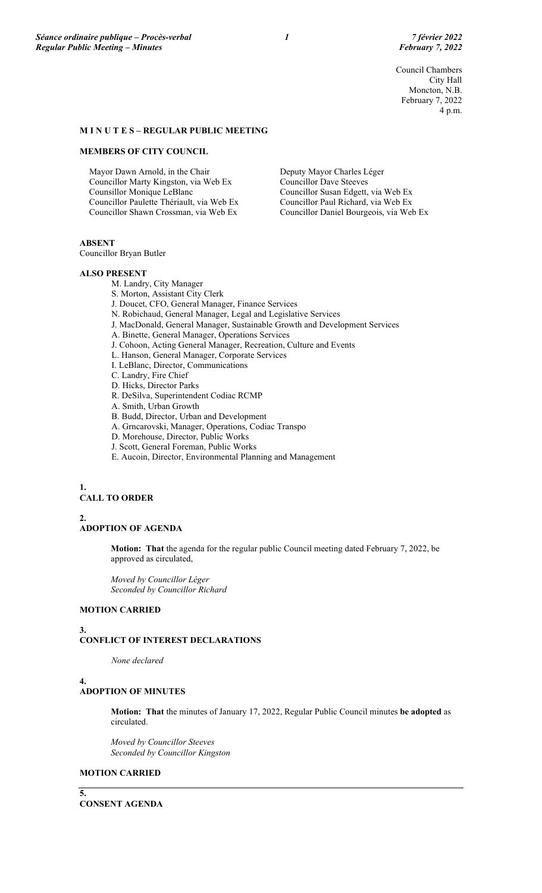Council Chambers
City Hall
Moncton, N.B.
February 7, 2022
4 p.m.

## M I N U T E S – REGULAR PUBLIC MEETING

### MEMBERS OF CITY COUNCIL

Mayor Dawn Arnold, in the Chair
Deputy Mayor Charles Léger
Councillor Marty Kingston, via Web Ex
Councillor Dave Steeves
Counsillor Monique LeBlanc
Councillor Susan Edgett, via Web Ex
Councillor Paulette Thériault, via Web Ex
Councillor Paul Richard, via Web Ex
Councillor Shawn Crossman, via Web Ex
Councillor Daniel Bourgeois, via Web Ex

### ABSENT

Councillor Bryan Butler

### ALSO PRESENT

M. Landry, City Manager
S. Morton, Assistant City Clerk
J. Doucet, CFO, General Manager, Finance Services
N. Robichaud, General Manager, Legal and Legislative Services
J. MacDonald, General Manager, Sustainable Growth and Development Services
A. Binette, General Manager, Operations Services
J. Cohoon, Acting General Manager, Recreation, Culture and Events
L. Hanson, General Manager, Corporate Services
I. LeBlanc, Director, Communications
C. Landry, Fire Chief
D. Hicks, Director Parks
R. DeSilva, Superintendent Codiac RCMP
A. Smith, Urban Growth
B. Budd, Director, Urban and Development
A. Grncarovski, Manager, Operations, Codiac Transpo
D. Morehouse, Director, Public Works
J. Scott, General Foreman, Public Works
E. Aucoin, Director, Environmental Planning and Management

### 1. CALL TO ORDER

### 2. ADOPTION OF AGENDA

**Motion: That** the agenda for the regular public Council meeting dated February 7, 2022, be approved as circulated,

*Moved by Councillor Léger*
*Seconded by Councillor Richard*

**MOTION CARRIED**

### 3. CONFLICT OF INTEREST DECLARATIONS

*None declared*

### 4. ADOPTION OF MINUTES

**Motion: That** the minutes of January 17, 2022, Regular Public Council minutes **be adopted** as circulated.

*Moved by Councillor Steeves*
*Seconded by Councillor Kingston*

**MOTION CARRIED**

---

### 5. CONSENT AGENDA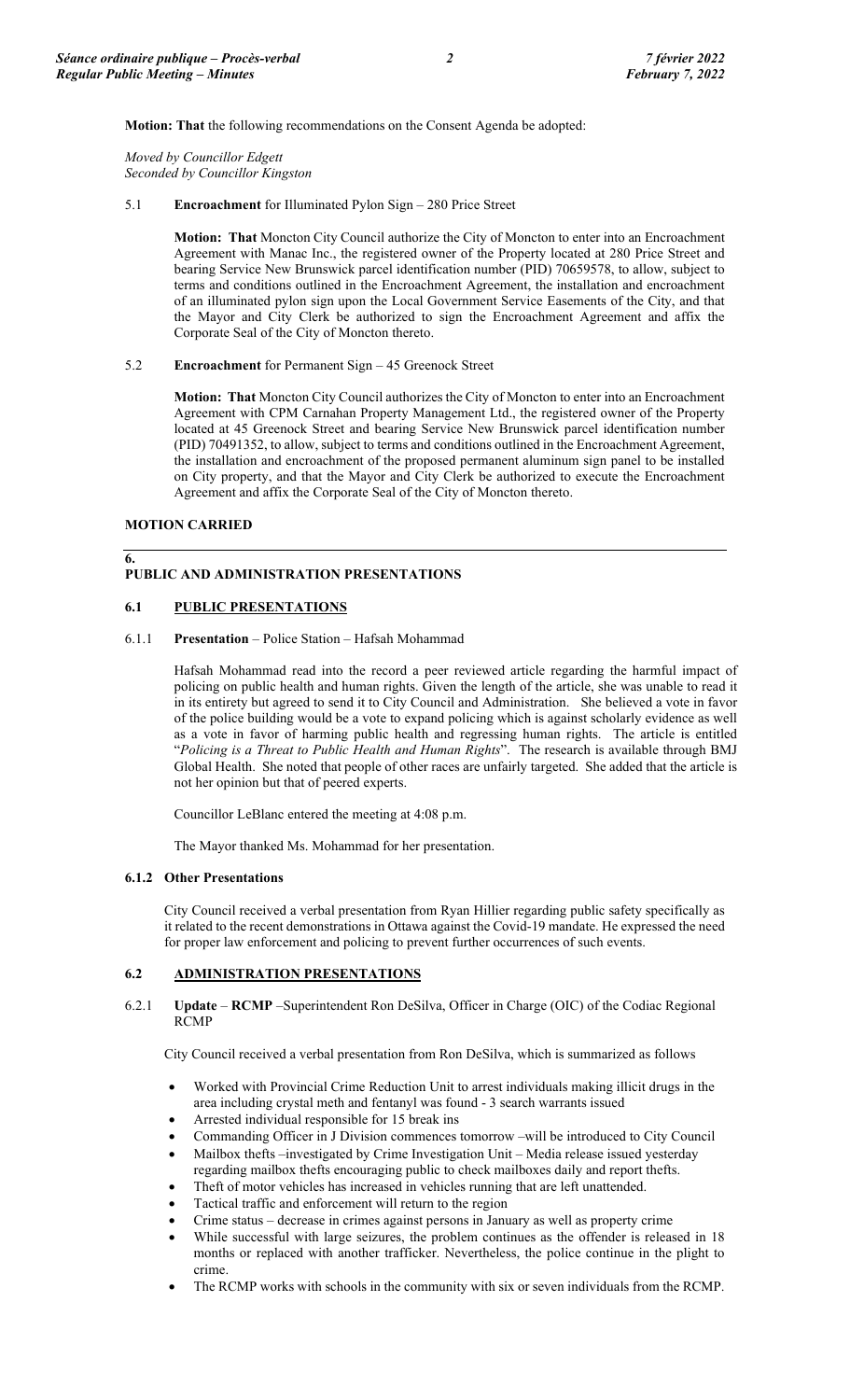**Motion: That** the following recommendations on the Consent Agenda be adopted:

*Moved by Councillor Edgett*
*Seconded by Councillor Kingston*

5.1 **Encroachment** for Illuminated Pylon Sign – 280 Price Street

**Motion: That** Moncton City Council authorize the City of Moncton to enter into an Encroachment Agreement with Manac Inc., the registered owner of the Property located at 280 Price Street and bearing Service New Brunswick parcel identification number (PID) 70659578, to allow, subject to terms and conditions outlined in the Encroachment Agreement, the installation and encroachment of an illuminated pylon sign upon the Local Government Service Easements of the City, and that the Mayor and City Clerk be authorized to sign the Encroachment Agreement and affix the Corporate Seal of the City of Moncton thereto.

5.2 **Encroachment** for Permanent Sign – 45 Greenock Street

**Motion: That** Moncton City Council authorizes the City of Moncton to enter into an Encroachment Agreement with CPM Carnahan Property Management Ltd., the registered owner of the Property located at 45 Greenock Street and bearing Service New Brunswick parcel identification number (PID) 70491352, to allow, subject to terms and conditions outlined in the Encroachment Agreement, the installation and encroachment of the proposed permanent aluminum sign panel to be installed on City property, and that the Mayor and City Clerk be authorized to execute the Encroachment Agreement and affix the Corporate Seal of the City of Moncton thereto.

**MOTION CARRIED**

## 6. PUBLIC AND ADMINISTRATION PRESENTATIONS

### 6.1 PUBLIC PRESENTATIONS

6.1.1 **Presentation** – Police Station – Hafsah Mohammad

Hafsah Mohammad read into the record a peer reviewed article regarding the harmful impact of policing on public health and human rights. Given the length of the article, she was unable to read it in its entirety but agreed to send it to City Council and Administration. She believed a vote in favor of the police building would be a vote to expand policing which is against scholarly evidence as well as a vote in favor of harming public health and regressing human rights. The article is entitled "*Policing is a Threat to Public Health and Human Rights*". The research is available through BMJ Global Health. She noted that people of other races are unfairly targeted. She added that the article is not her opinion but that of peered experts.

Councillor LeBlanc entered the meeting at 4:08 p.m.

The Mayor thanked Ms. Mohammad for her presentation.

### 6.1.2 Other Presentations

City Council received a verbal presentation from Ryan Hillier regarding public safety specifically as it related to the recent demonstrations in Ottawa against the Covid-19 mandate. He expressed the need for proper law enforcement and policing to prevent further occurrences of such events.

### 6.2 ADMINISTRATION PRESENTATIONS

6.2.1 **Update** – **RCMP** –Superintendent Ron DeSilva, Officer in Charge (OIC) of the Codiac Regional RCMP

City Council received a verbal presentation from Ron DeSilva, which is summarized as follows

- Worked with Provincial Crime Reduction Unit to arrest individuals making illicit drugs in the area including crystal meth and fentanyl was found - 3 search warrants issued
- Arrested individual responsible for 15 break ins
- Commanding Officer in J Division commences tomorrow –will be introduced to City Council
- Mailbox thefts –investigated by Crime Investigation Unit – Media release issued yesterday regarding mailbox thefts encouraging public to check mailboxes daily and report thefts.
- Theft of motor vehicles has increased in vehicles running that are left unattended.
- Tactical traffic and enforcement will return to the region
- Crime status – decrease in crimes against persons in January as well as property crime
- While successful with large seizures, the problem continues as the offender is released in 18 months or replaced with another trafficker. Nevertheless, the police continue in the plight to crime.
- The RCMP works with schools in the community with six or seven individuals from the RCMP.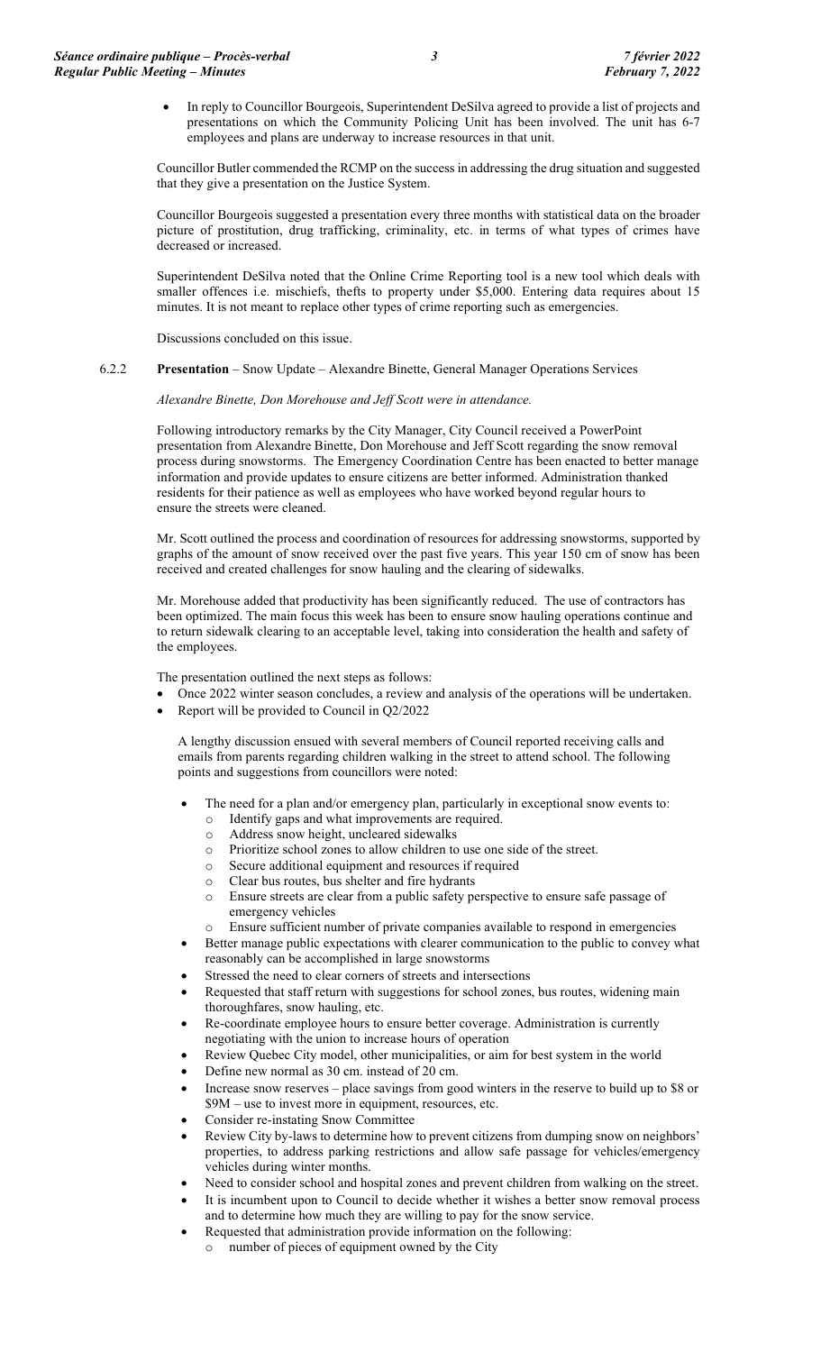- In reply to Councillor Bourgeois, Superintendent DeSilva agreed to provide a list of projects and presentations on which the Community Policing Unit has been involved. The unit has 6-7 employees and plans are underway to increase resources in that unit.

Councillor Butler commended the RCMP on the success in addressing the drug situation and suggested that they give a presentation on the Justice System.

Councillor Bourgeois suggested a presentation every three months with statistical data on the broader picture of prostitution, drug trafficking, criminality, etc. in terms of what types of crimes have decreased or increased.

Superintendent DeSilva noted that the Online Crime Reporting tool is a new tool which deals with smaller offences i.e. mischiefs, thefts to property under $5,000. Entering data requires about 15 minutes. It is not meant to replace other types of crime reporting such as emergencies.

Discussions concluded on this issue.

6.2.2 **Presentation** – Snow Update – Alexandre Binette, General Manager Operations Services

*Alexandre Binette, Don Morehouse and Jeff Scott were in attendance.*

Following introductory remarks by the City Manager, City Council received a PowerPoint presentation from Alexandre Binette, Don Morehouse and Jeff Scott regarding the snow removal process during snowstorms. The Emergency Coordination Centre has been enacted to better manage information and provide updates to ensure citizens are better informed. Administration thanked residents for their patience as well as employees who have worked beyond regular hours to ensure the streets were cleaned.

Mr. Scott outlined the process and coordination of resources for addressing snowstorms, supported by graphs of the amount of snow received over the past five years. This year 150 cm of snow has been received and created challenges for snow hauling and the clearing of sidewalks.

Mr. Morehouse added that productivity has been significantly reduced. The use of contractors has been optimized. The main focus this week has been to ensure snow hauling operations continue and to return sidewalk clearing to an acceptable level, taking into consideration the health and safety of the employees.

The presentation outlined the next steps as follows:

- Once 2022 winter season concludes, a review and analysis of the operations will be undertaken.
- Report will be provided to Council in Q2/2022

A lengthy discussion ensued with several members of Council reported receiving calls and emails from parents regarding children walking in the street to attend school. The following points and suggestions from councillors were noted:

- The need for a plan and/or emergency plan, particularly in exceptional snow events to:
  - Identify gaps and what improvements are required.
  - Address snow height, uncleared sidewalks
  - Prioritize school zones to allow children to use one side of the street.
  - Secure additional equipment and resources if required
  - Clear bus routes, bus shelter and fire hydrants
  - Ensure streets are clear from a public safety perspective to ensure safe passage of emergency vehicles
  - Ensure sufficient number of private companies available to respond in emergencies
- Better manage public expectations with clearer communication to the public to convey what reasonably can be accomplished in large snowstorms
- Stressed the need to clear corners of streets and intersections
- Requested that staff return with suggestions for school zones, bus routes, widening main thoroughfares, snow hauling, etc.
- Re-coordinate employee hours to ensure better coverage. Administration is currently negotiating with the union to increase hours of operation
- Review Quebec City model, other municipalities, or aim for best system in the world
- Define new normal as 30 cm. instead of 20 cm.
- Increase snow reserves – place savings from good winters in the reserve to build up to $8 or $9M – use to invest more in equipment, resources, etc.
- Consider re-instating Snow Committee
- Review City by-laws to determine how to prevent citizens from dumping snow on neighbors' properties, to address parking restrictions and allow safe passage for vehicles/emergency vehicles during winter months.
- Need to consider school and hospital zones and prevent children from walking on the street.
- It is incumbent upon to Council to decide whether it wishes a better snow removal process and to determine how much they are willing to pay for the snow service.
- Requested that administration provide information on the following:
  - number of pieces of equipment owned by the City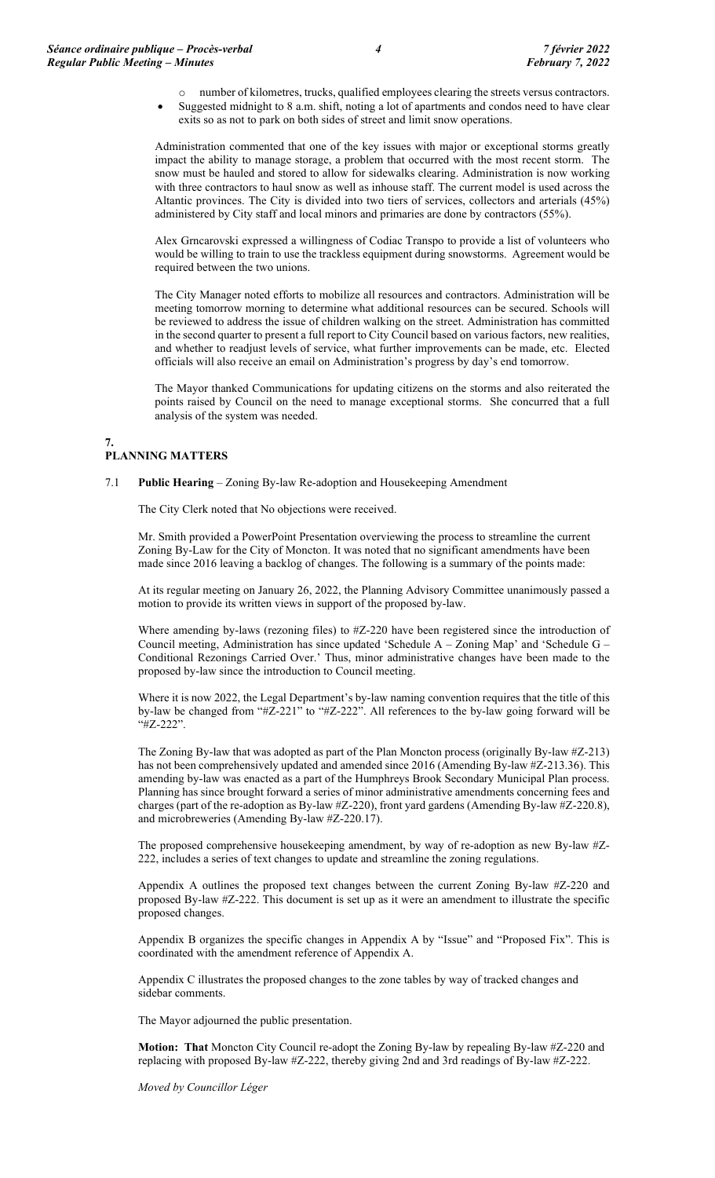- number of kilometres, trucks, qualified employees clearing the streets versus contractors.
- Suggested midnight to 8 a.m. shift, noting a lot of apartments and condos need to have clear exits so as not to park on both sides of street and limit snow operations.

Administration commented that one of the key issues with major or exceptional storms greatly impact the ability to manage storage, a problem that occurred with the most recent storm. The snow must be hauled and stored to allow for sidewalks clearing. Administration is now working with three contractors to haul snow as well as inhouse staff. The current model is used across the Altantic provinces. The City is divided into two tiers of services, collectors and arterials (45%) administered by City staff and local minors and primaries are done by contractors (55%).

Alex Grncarovski expressed a willingness of Codiac Transpo to provide a list of volunteers who would be willing to train to use the trackless equipment during snowstorms. Agreement would be required between the two unions.

The City Manager noted efforts to mobilize all resources and contractors. Administration will be meeting tomorrow morning to determine what additional resources can be secured. Schools will be reviewed to address the issue of children walking on the street. Administration has committed in the second quarter to present a full report to City Council based on various factors, new realities, and whether to readjust levels of service, what further improvements can be made, etc. Elected officials will also receive an email on Administration's progress by day's end tomorrow.

The Mayor thanked Communications for updating citizens on the storms and also reiterated the points raised by Council on the need to manage exceptional storms. She concurred that a full analysis of the system was needed.

## 7. PLANNING MATTERS

7.1 **Public Hearing** – Zoning By-law Re-adoption and Housekeeping Amendment

The City Clerk noted that No objections were received.

Mr. Smith provided a PowerPoint Presentation overviewing the process to streamline the current Zoning By-Law for the City of Moncton. It was noted that no significant amendments have been made since 2016 leaving a backlog of changes. The following is a summary of the points made:

At its regular meeting on January 26, 2022, the Planning Advisory Committee unanimously passed a motion to provide its written views in support of the proposed by-law.

Where amending by-laws (rezoning files) to #Z-220 have been registered since the introduction of Council meeting, Administration has since updated 'Schedule A – Zoning Map' and 'Schedule G – Conditional Rezonings Carried Over.' Thus, minor administrative changes have been made to the proposed by-law since the introduction to Council meeting.

Where it is now 2022, the Legal Department's by-law naming convention requires that the title of this by-law be changed from "#Z-221" to "#Z-222". All references to the by-law going forward will be "#Z-222".

The Zoning By-law that was adopted as part of the Plan Moncton process (originally By-law #Z-213) has not been comprehensively updated and amended since 2016 (Amending By-law #Z-213.36). This amending by-law was enacted as a part of the Humphreys Brook Secondary Municipal Plan process. Planning has since brought forward a series of minor administrative amendments concerning fees and charges (part of the re-adoption as By-law #Z-220), front yard gardens (Amending By-law #Z-220.8), and microbreweries (Amending By-law #Z-220.17).

The proposed comprehensive housekeeping amendment, by way of re-adoption as new By-law #Z-222, includes a series of text changes to update and streamline the zoning regulations.

Appendix A outlines the proposed text changes between the current Zoning By-law #Z-220 and proposed By-law #Z-222. This document is set up as it were an amendment to illustrate the specific proposed changes.

Appendix B organizes the specific changes in Appendix A by "Issue" and "Proposed Fix". This is coordinated with the amendment reference of Appendix A.

Appendix C illustrates the proposed changes to the zone tables by way of tracked changes and sidebar comments.

The Mayor adjourned the public presentation.

**Motion: That** Moncton City Council re-adopt the Zoning By-law by repealing By-law #Z-220 and replacing with proposed By-law #Z-222, thereby giving 2nd and 3rd readings of By-law #Z-222.

*Moved by Councillor Léger*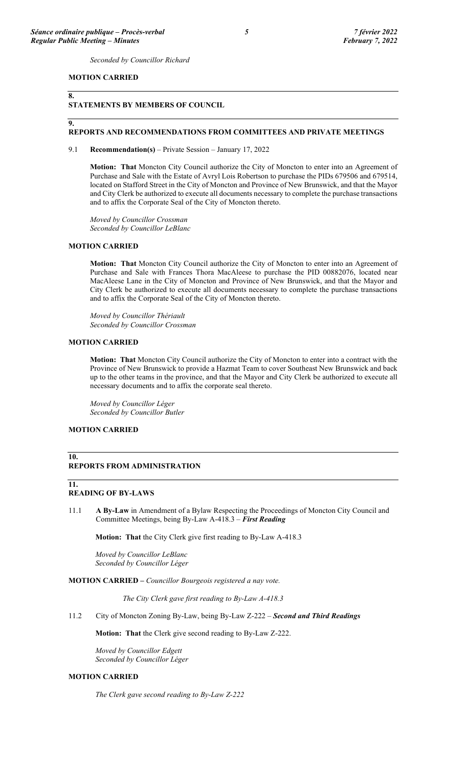*Seconded by Councillor Richard*

**MOTION CARRIED**

## 8. STATEMENTS BY MEMBERS OF COUNCIL

## 9. REPORTS AND RECOMMENDATIONS FROM COMMITTEES AND PRIVATE MEETINGS

9.1 **Recommendation(s)** – Private Session – January 17, 2022

**Motion: That** Moncton City Council authorize the City of Moncton to enter into an Agreement of Purchase and Sale with the Estate of Avryl Lois Robertson to purchase the PIDs 679506 and 679514, located on Stafford Street in the City of Moncton and Province of New Brunswick, and that the Mayor and City Clerk be authorized to execute all documents necessary to complete the purchase transactions and to affix the Corporate Seal of the City of Moncton thereto.

*Moved by Councillor Crossman*
*Seconded by Councillor LeBlanc*

**MOTION CARRIED**

**Motion: That** Moncton City Council authorize the City of Moncton to enter into an Agreement of Purchase and Sale with Frances Thora MacAleese to purchase the PID 00882076, located near MacAleese Lane in the City of Moncton and Province of New Brunswick, and that the Mayor and City Clerk be authorized to execute all documents necessary to complete the purchase transactions and to affix the Corporate Seal of the City of Moncton thereto.

*Moved by Councillor Thériault*
*Seconded by Councillor Crossman*

**MOTION CARRIED**

**Motion: That** Moncton City Council authorize the City of Moncton to enter into a contract with the Province of New Brunswick to provide a Hazmat Team to cover Southeast New Brunswick and back up to the other teams in the province, and that the Mayor and City Clerk be authorized to execute all necessary documents and to affix the corporate seal thereto.

*Moved by Councillor Léger*
*Seconded by Councillor Butler*

**MOTION CARRIED**

## 10. REPORTS FROM ADMINISTRATION

## 11. READING OF BY-LAWS

11.1 **A By-Law** in Amendment of a Bylaw Respecting the Proceedings of Moncton City Council and Committee Meetings, being By-Law A-418.3 – ***First Reading***

**Motion: That** the City Clerk give first reading to By-Law A-418.3

*Moved by Councillor LeBlanc*
*Seconded by Councillor Léger*

**MOTION CARRIED –** *Councillor Bourgeois registered a nay vote.*

*The City Clerk gave first reading to By-Law A-418.3*

11.2 City of Moncton Zoning By-Law, being By-Law Z-222 – ***Second and Third Readings***

**Motion: That** the Clerk give second reading to By-Law Z-222.

*Moved by Councillor Edgett*
*Seconded by Councillor Léger*

**MOTION CARRIED**

*The Clerk gave second reading to By-Law Z-222*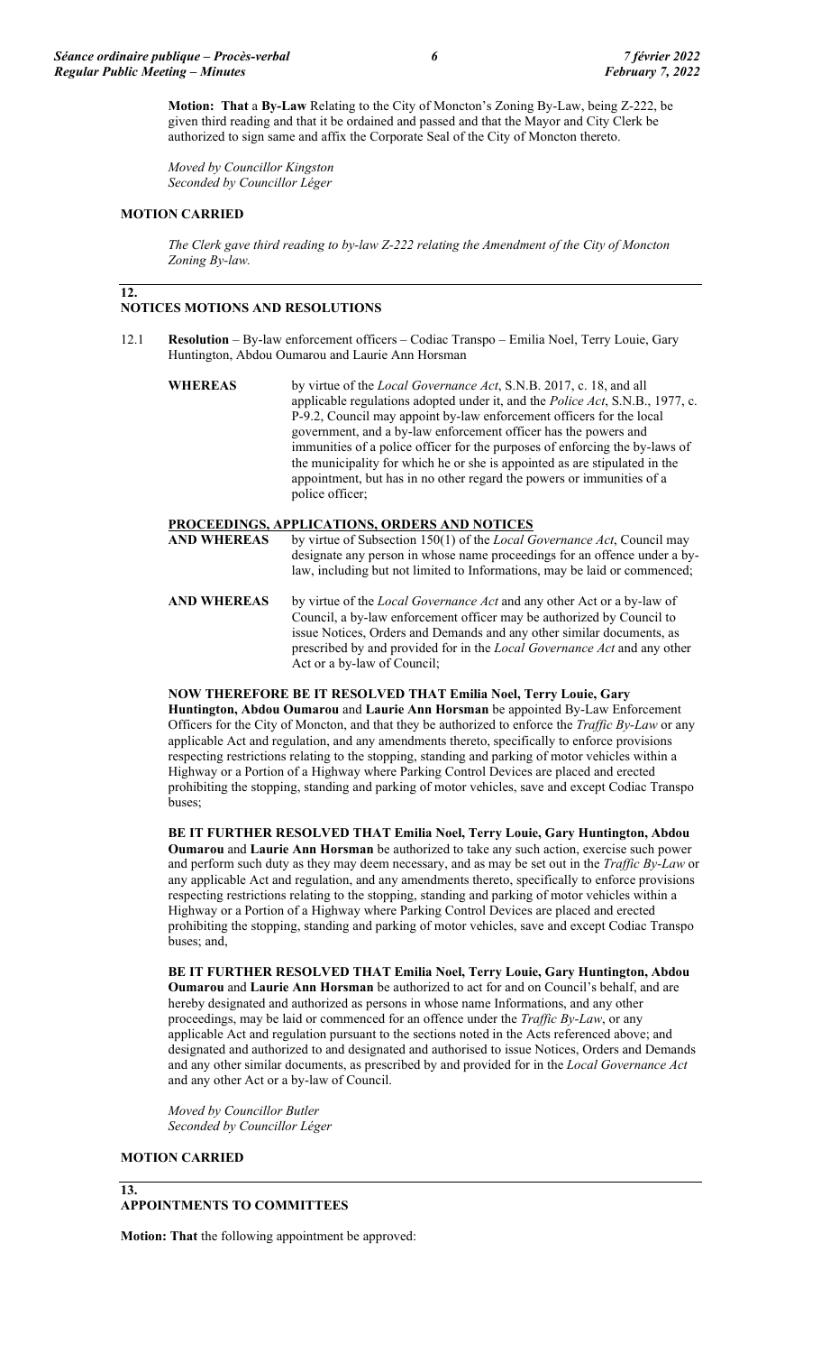**Motion: That** a **By-Law** Relating to the City of Moncton's Zoning By-Law, being Z-222, be given third reading and that it be ordained and passed and that the Mayor and City Clerk be authorized to sign same and affix the Corporate Seal of the City of Moncton thereto.

*Moved by Councillor Kingston*
*Seconded by Councillor Léger*

**MOTION CARRIED**

*The Clerk gave third reading to by-law Z-222 relating the Amendment of the City of Moncton Zoning By-law.*

## 12. NOTICES MOTIONS AND RESOLUTIONS

12.1 **Resolution** – By-law enforcement officers – Codiac Transpo – Emilia Noel, Terry Louie, Gary Huntington, Abdou Oumarou and Laurie Ann Horsman

**WHEREAS** by virtue of the *Local Governance Act*, S.N.B. 2017, c. 18, and all applicable regulations adopted under it, and the *Police Act*, S.N.B., 1977, c. P-9.2, Council may appoint by-law enforcement officers for the local government, and a by-law enforcement officer has the powers and immunities of a police officer for the purposes of enforcing the by-laws of the municipality for which he or she is appointed as are stipulated in the appointment, but has in no other regard the powers or immunities of a police officer;

**PROCEEDINGS, APPLICATIONS, ORDERS AND NOTICES**

**AND WHEREAS** by virtue of Subsection 150(1) of the *Local Governance Act*, Council may designate any person in whose name proceedings for an offence under a by-law, including but not limited to Informations, may be laid or commenced;

**AND WHEREAS** by virtue of the *Local Governance Act* and any other Act or a by-law of Council, a by-law enforcement officer may be authorized by Council to issue Notices, Orders and Demands and any other similar documents, as prescribed by and provided for in the *Local Governance Act* and any other Act or a by-law of Council;

**NOW THEREFORE BE IT RESOLVED THAT Emilia Noel, Terry Louie, Gary Huntington, Abdou Oumarou** and **Laurie Ann Horsman** be appointed By-Law Enforcement Officers for the City of Moncton, and that they be authorized to enforce the *Traffic By-Law* or any applicable Act and regulation, and any amendments thereto, specifically to enforce provisions respecting restrictions relating to the stopping, standing and parking of motor vehicles within a Highway or a Portion of a Highway where Parking Control Devices are placed and erected prohibiting the stopping, standing and parking of motor vehicles, save and except Codiac Transpo buses;

**BE IT FURTHER RESOLVED THAT Emilia Noel, Terry Louie, Gary Huntington, Abdou Oumarou** and **Laurie Ann Horsman** be authorized to take any such action, exercise such power and perform such duty as they may deem necessary, and as may be set out in the *Traffic By-Law* or any applicable Act and regulation, and any amendments thereto, specifically to enforce provisions respecting restrictions relating to the stopping, standing and parking of motor vehicles within a Highway or a Portion of a Highway where Parking Control Devices are placed and erected prohibiting the stopping, standing and parking of motor vehicles, save and except Codiac Transpo buses; and,

**BE IT FURTHER RESOLVED THAT Emilia Noel, Terry Louie, Gary Huntington, Abdou Oumarou** and **Laurie Ann Horsman** be authorized to act for and on Council's behalf, and are hereby designated and authorized as persons in whose name Informations, and any other proceedings, may be laid or commenced for an offence under the *Traffic By-Law*, or any applicable Act and regulation pursuant to the sections noted in the Acts referenced above; and designated and authorized to and designated and authorised to issue Notices, Orders and Demands and any other similar documents, as prescribed by and provided for in the *Local Governance Act* and any other Act or a by-law of Council.

*Moved by Councillor Butler*
*Seconded by Councillor Léger*

**MOTION CARRIED**

## 13. APPOINTMENTS TO COMMITTEES

**Motion: That** the following appointment be approved: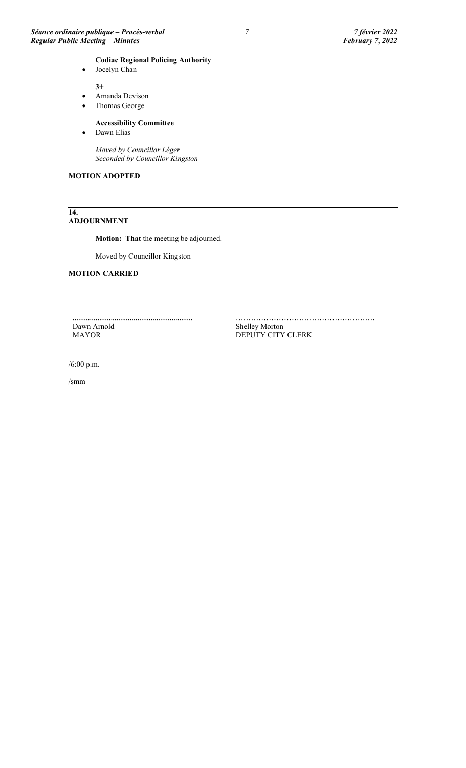**Codiac Regional Policing Authority**

- Jocelyn Chan

**3+**

- Amanda Devison
- Thomas George

**Accessibility Committee**

- Dawn Elias

*Moved by Councillor Léger*
*Seconded by Councillor Kingston*

**MOTION ADOPTED**

---

## 14. ADJOURNMENT

**Motion: That** the meeting be adjourned.

Moved by Councillor Kingston

**MOTION CARRIED**

| | |
|---|---|
| .............................................................. | ……………………………………………… |
| Dawn Arnold | Shelley Morton |
| MAYOR | DEPUTY CITY CLERK |

/6:00 p.m.

/smm